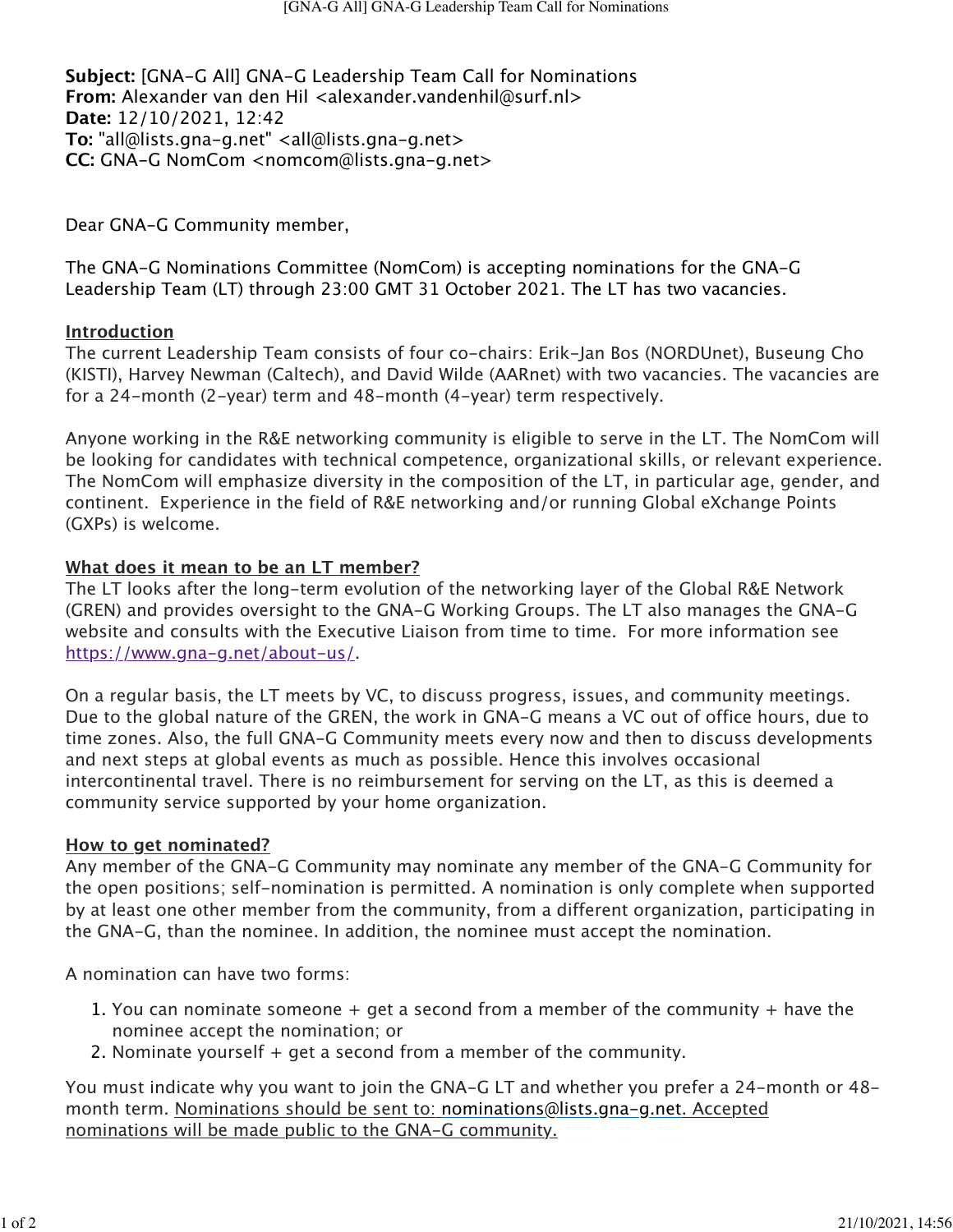**Subject:** [GNA-G All] GNA-G Leadership Team Call for Nominations
**From:** Alexander van den Hil <alexander.vandenhil@surf.nl>
**Date:** 12/10/2021, 12:42
**To:** "all@lists.gna-g.net" <all@lists.gna-g.net>
**CC:** GNA-G NomCom <nomcom@lists.gna-g.net>

Dear GNA-G Community member,

The GNA-G Nominations Committee (NomCom) is accepting nominations for the GNA-G Leadership Team (LT) through 23:00 GMT 31 October 2021. The LT has two vacancies.

**Introduction**

The current Leadership Team consists of four co-chairs: Erik-Jan Bos (NORDUnet), Buseung Cho (KISTI), Harvey Newman (Caltech), and David Wilde (AARnet) with two vacancies. The vacancies are for a 24-month (2-year) term and 48-month (4-year) term respectively.

Anyone working in the R&E networking community is eligible to serve in the LT. The NomCom will be looking for candidates with technical competence, organizational skills, or relevant experience. The NomCom will emphasize diversity in the composition of the LT, in particular age, gender, and continent. Experience in the field of R&E networking and/or running Global eXchange Points (GXPs) is welcome.

**What does it mean to be an LT member?**

The LT looks after the long-term evolution of the networking layer of the Global R&E Network (GREN) and provides oversight to the GNA-G Working Groups. The LT also manages the GNA-G website and consults with the Executive Liaison from time to time. For more information see https://www.gna-g.net/about-us/.

On a regular basis, the LT meets by VC, to discuss progress, issues, and community meetings. Due to the global nature of the GREN, the work in GNA-G means a VC out of office hours, due to time zones. Also, the full GNA-G Community meets every now and then to discuss developments and next steps at global events as much as possible. Hence this involves occasional intercontinental travel. There is no reimbursement for serving on the LT, as this is deemed a community service supported by your home organization.

**How to get nominated?**

Any member of the GNA-G Community may nominate any member of the GNA-G Community for the open positions; self-nomination is permitted. A nomination is only complete when supported by at least one other member from the community, from a different organization, participating in the GNA-G, than the nominee. In addition, the nominee must accept the nomination.

A nomination can have two forms:

1. You can nominate someone + get a second from a member of the community + have the nominee accept the nomination; or
2. Nominate yourself + get a second from a member of the community.

You must indicate why you want to join the GNA-G LT and whether you prefer a 24-month or 48-month term. Nominations should be sent to: nominations@lists.gna-g.net. Accepted nominations will be made public to the GNA-G community.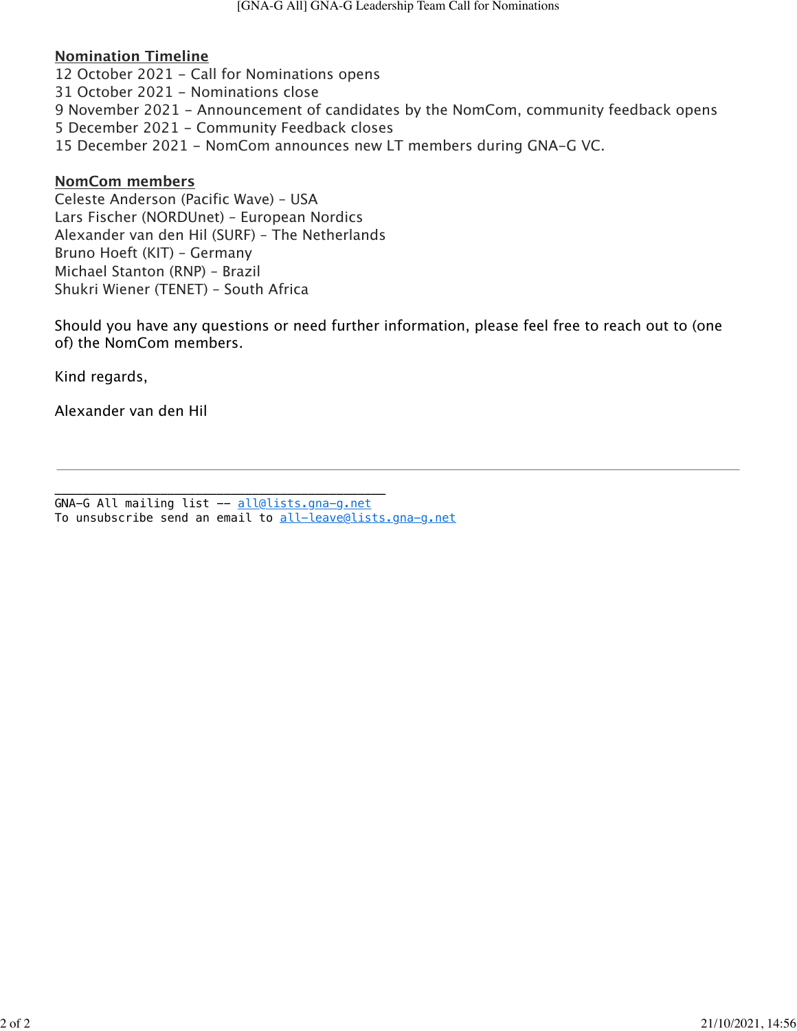**Nomination Timeline**

12 October 2021 – Call for Nominations opens
31 October 2021 – Nominations close
9 November 2021 – Announcement of candidates by the NomCom, community feedback opens
5 December 2021 – Community Feedback closes
15 December 2021 – NomCom announces new LT members during GNA-G VC.

**NomCom members**

Celeste Anderson (Pacific Wave) – USA
Lars Fischer (NORDUnet) – European Nordics
Alexander van den Hil (SURF) – The Netherlands
Bruno Hoeft (KIT) – Germany
Michael Stanton (RNP) – Brazil
Shukri Wiener (TENET) – South Africa

Should you have any questions or need further information, please feel free to reach out to (one of) the NomCom members.

Kind regards,

Alexander van den Hil

---

```
_______________________________________________
GNA-G All mailing list -- all@lists.gna-g.net
To unsubscribe send an email to all-leave@lists.gna-g.net
```